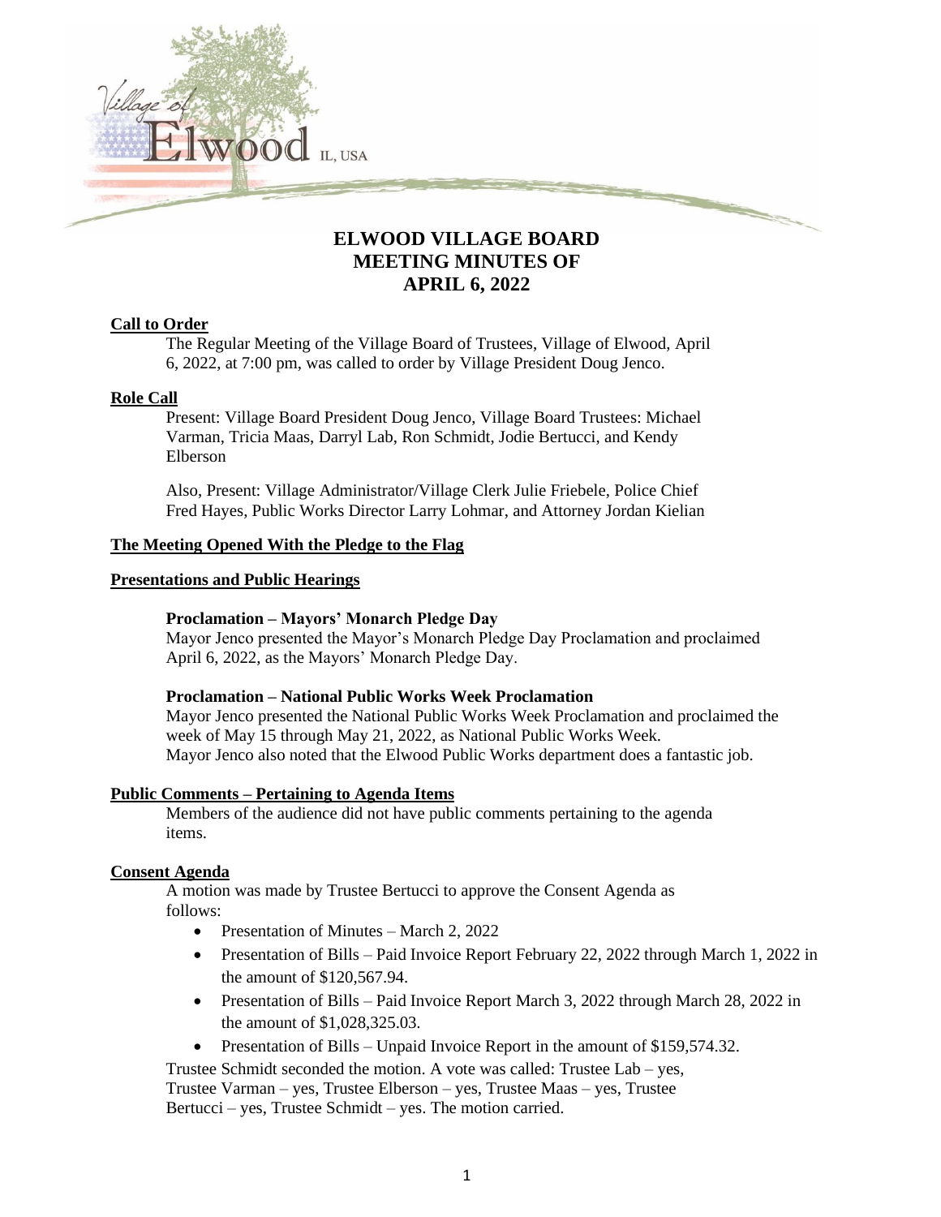# ELWOOD VILLAGE BOARD MEETING MINUTES OF APRIL 6, 2022

**Call to Order**

The Regular Meeting of the Village Board of Trustees, Village of Elwood, April 6, 2022, at 7:00 pm, was called to order by Village President Doug Jenco.

**Role Call**

Present: Village Board President Doug Jenco, Village Board Trustees: Michael Varman, Tricia Maas, Darryl Lab, Ron Schmidt, Jodie Bertucci, and Kendy Elberson

Also, Present: Village Administrator/Village Clerk Julie Friebele, Police Chief Fred Hayes, Public Works Director Larry Lohmar, and Attorney Jordan Kielian

**The Meeting Opened With the Pledge to the Flag**

**Presentations and Public Hearings**

**Proclamation – Mayors' Monarch Pledge Day**

Mayor Jenco presented the Mayor's Monarch Pledge Day Proclamation and proclaimed April 6, 2022, as the Mayors' Monarch Pledge Day.

**Proclamation – National Public Works Week Proclamation**

Mayor Jenco presented the National Public Works Week Proclamation and proclaimed the week of May 15 through May 21, 2022, as National Public Works Week. Mayor Jenco also noted that the Elwood Public Works department does a fantastic job.

**Public Comments – Pertaining to Agenda Items**

Members of the audience did not have public comments pertaining to the agenda items.

**Consent Agenda**

A motion was made by Trustee Bertucci to approve the Consent Agenda as follows:

- Presentation of Minutes – March 2, 2022
- Presentation of Bills – Paid Invoice Report February 22, 2022 through March 1, 2022 in the amount of $120,567.94.
- Presentation of Bills – Paid Invoice Report March 3, 2022 through March 28, 2022 in the amount of $1,028,325.03.
- Presentation of Bills – Unpaid Invoice Report in the amount of $159,574.32.

Trustee Schmidt seconded the motion. A vote was called: Trustee Lab – yes, Trustee Varman – yes, Trustee Elberson – yes, Trustee Maas – yes, Trustee Bertucci – yes, Trustee Schmidt – yes. The motion carried.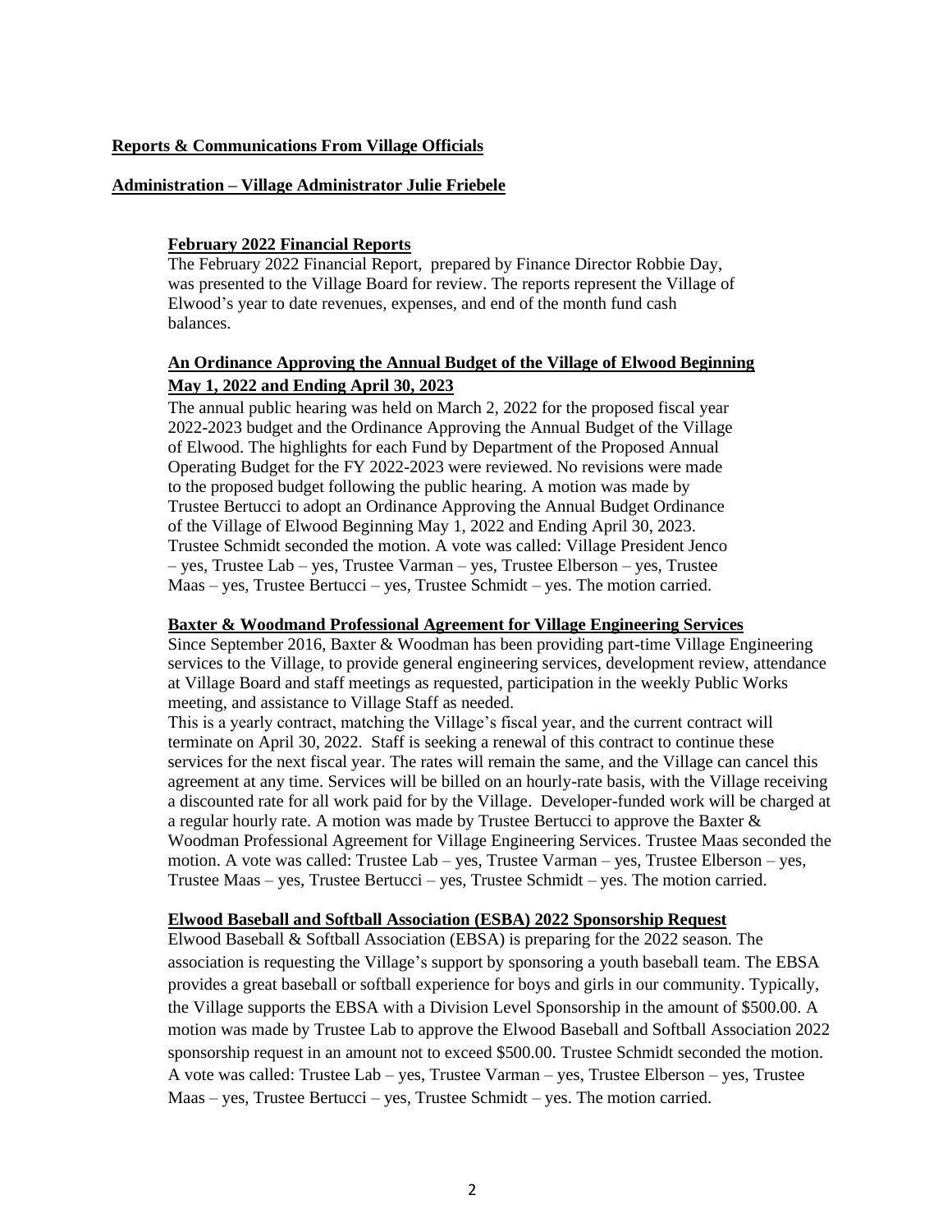**Reports & Communications From Village Officials**

**Administration – Village Administrator Julie Friebele**

**February 2022 Financial Reports**

The February 2022 Financial Report, prepared by Finance Director Robbie Day, was presented to the Village Board for review. The reports represent the Village of Elwood's year to date revenues, expenses, and end of the month fund cash balances.

**An Ordinance Approving the Annual Budget of the Village of Elwood Beginning May 1, 2022 and Ending April 30, 2023**

The annual public hearing was held on March 2, 2022 for the proposed fiscal year 2022-2023 budget and the Ordinance Approving the Annual Budget of the Village of Elwood. The highlights for each Fund by Department of the Proposed Annual Operating Budget for the FY 2022-2023 were reviewed. No revisions were made to the proposed budget following the public hearing. A motion was made by Trustee Bertucci to adopt an Ordinance Approving the Annual Budget Ordinance of the Village of Elwood Beginning May 1, 2022 and Ending April 30, 2023. Trustee Schmidt seconded the motion. A vote was called: Village President Jenco – yes, Trustee Lab – yes, Trustee Varman – yes, Trustee Elberson – yes, Trustee Maas – yes, Trustee Bertucci – yes, Trustee Schmidt – yes. The motion carried.

**Baxter & Woodmand Professional Agreement for Village Engineering Services**

Since September 2016, Baxter & Woodman has been providing part-time Village Engineering services to the Village, to provide general engineering services, development review, attendance at Village Board and staff meetings as requested, participation in the weekly Public Works meeting, and assistance to Village Staff as needed.

This is a yearly contract, matching the Village's fiscal year, and the current contract will terminate on April 30, 2022. Staff is seeking a renewal of this contract to continue these services for the next fiscal year. The rates will remain the same, and the Village can cancel this agreement at any time. Services will be billed on an hourly-rate basis, with the Village receiving a discounted rate for all work paid for by the Village. Developer-funded work will be charged at a regular hourly rate. A motion was made by Trustee Bertucci to approve the Baxter & Woodman Professional Agreement for Village Engineering Services. Trustee Maas seconded the motion. A vote was called: Trustee Lab – yes, Trustee Varman – yes, Trustee Elberson – yes, Trustee Maas – yes, Trustee Bertucci – yes, Trustee Schmidt – yes. The motion carried.

**Elwood Baseball and Softball Association (ESBA) 2022 Sponsorship Request**

Elwood Baseball & Softball Association (EBSA) is preparing for the 2022 season. The association is requesting the Village's support by sponsoring a youth baseball team. The EBSA provides a great baseball or softball experience for boys and girls in our community. Typically, the Village supports the EBSA with a Division Level Sponsorship in the amount of $500.00. A motion was made by Trustee Lab to approve the Elwood Baseball and Softball Association 2022 sponsorship request in an amount not to exceed $500.00. Trustee Schmidt seconded the motion. A vote was called: Trustee Lab – yes, Trustee Varman – yes, Trustee Elberson – yes, Trustee Maas – yes, Trustee Bertucci – yes, Trustee Schmidt – yes. The motion carried.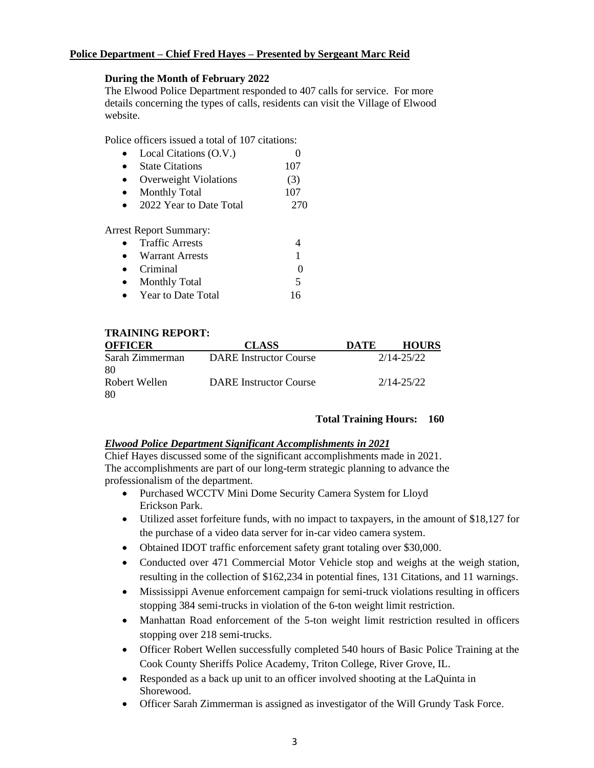**<u>Police Department – Chief Fred Hayes – Presented by Sergeant Marc Reid</u>**

**During the Month of February 2022**

The Elwood Police Department responded to 407 calls for service. For more details concerning the types of calls, residents can visit the Village of Elwood website.

Police officers issued a total of 107 citations:

- Local Citations (O.V.) 0
- State Citations 107
- Overweight Violations (3)
- Monthly Total 107
- 2022 Year to Date Total 270

Arrest Report Summary:

- Traffic Arrests 4
- Warrant Arrests 1
- Criminal 0
- Monthly Total 5
- Year to Date Total 16

**TRAINING REPORT:**

| OFFICER | CLASS | DATE | HOURS |
|---|---|---|---|
| Sarah Zimmerman | DARE Instructor Course | 2/14-25/22 | 80 |
| Robert Wellen | DARE Instructor Course | 2/14-25/22 | 80 |

**Total Training Hours: 160**

***<u>Elwood Police Department Significant Accomplishments in 2021</u>***

Chief Hayes discussed some of the significant accomplishments made in 2021. The accomplishments are part of our long-term strategic planning to advance the professionalism of the department.

- Purchased WCCTV Mini Dome Security Camera System for Lloyd Erickson Park.
- Utilized asset forfeiture funds, with no impact to taxpayers, in the amount of $18,127 for the purchase of a video data server for in-car video camera system.
- Obtained IDOT traffic enforcement safety grant totaling over $30,000.
- Conducted over 471 Commercial Motor Vehicle stop and weighs at the weigh station, resulting in the collection of $162,234 in potential fines, 131 Citations, and 11 warnings.
- Mississippi Avenue enforcement campaign for semi-truck violations resulting in officers stopping 384 semi-trucks in violation of the 6-ton weight limit restriction.
- Manhattan Road enforcement of the 5-ton weight limit restriction resulted in officers stopping over 218 semi-trucks.
- Officer Robert Wellen successfully completed 540 hours of Basic Police Training at the Cook County Sheriffs Police Academy, Triton College, River Grove, IL.
- Responded as a back up unit to an officer involved shooting at the LaQuinta in Shorewood.
- Officer Sarah Zimmerman is assigned as investigator of the Will Grundy Task Force.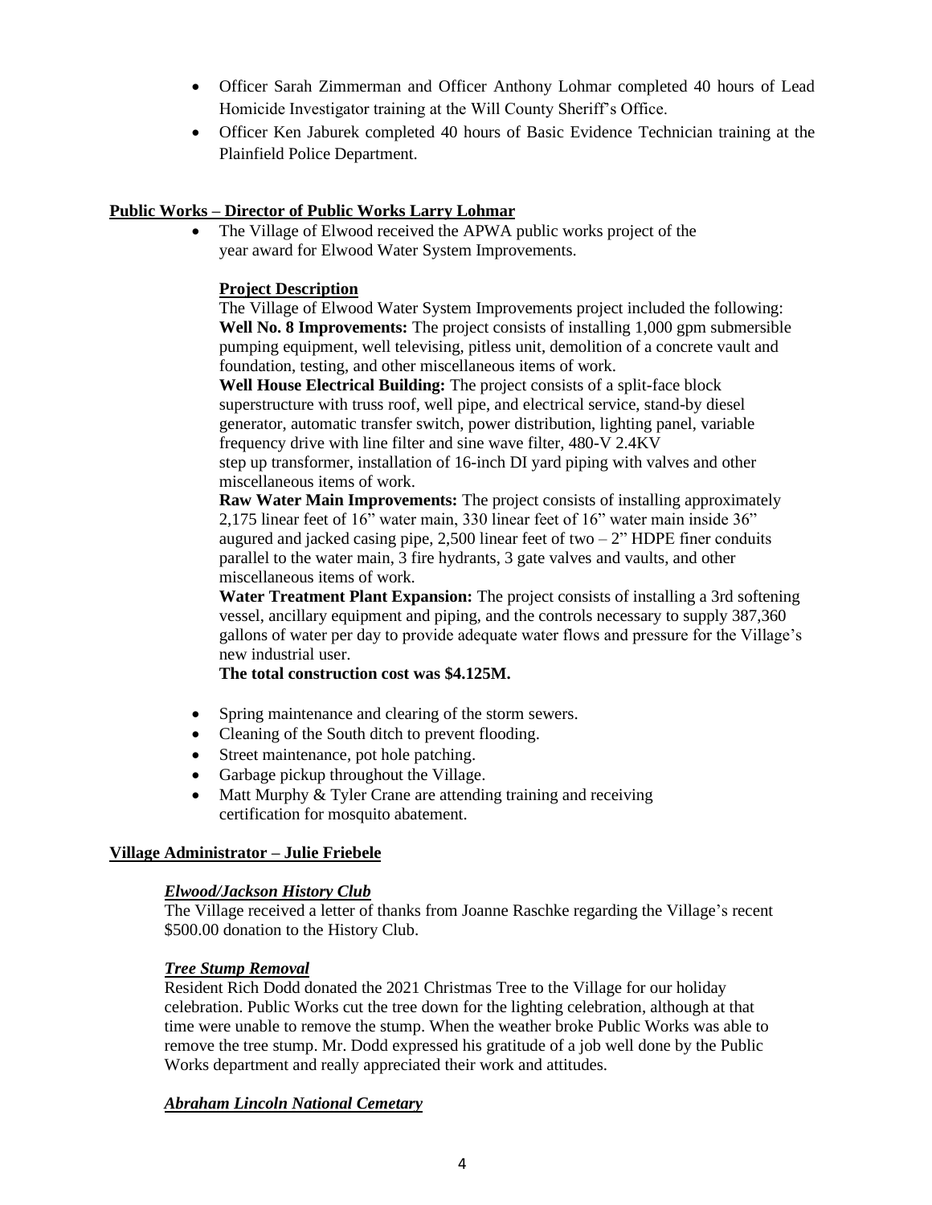- Officer Sarah Zimmerman and Officer Anthony Lohmar completed 40 hours of Lead Homicide Investigator training at the Will County Sheriff's Office.
- Officer Ken Jaburek completed 40 hours of Basic Evidence Technician training at the Plainfield Police Department.

**Public Works – Director of Public Works Larry Lohmar**

- The Village of Elwood received the APWA public works project of the year award for Elwood Water System Improvements.

  **Project Description**

  The Village of Elwood Water System Improvements project included the following:
  **Well No. 8 Improvements:** The project consists of installing 1,000 gpm submersible pumping equipment, well televising, pitless unit, demolition of a concrete vault and foundation, testing, and other miscellaneous items of work.
  **Well House Electrical Building:** The project consists of a split-face block superstructure with truss roof, well pipe, and electrical service, stand-by diesel generator, automatic transfer switch, power distribution, lighting panel, variable frequency drive with line filter and sine wave filter, 480-V 2.4KV step up transformer, installation of 16-inch DI yard piping with valves and other miscellaneous items of work.
  **Raw Water Main Improvements:** The project consists of installing approximately 2,175 linear feet of 16" water main, 330 linear feet of 16" water main inside 36" augured and jacked casing pipe, 2,500 linear feet of two – 2" HDPE finer conduits parallel to the water main, 3 fire hydrants, 3 gate valves and vaults, and other miscellaneous items of work.
  **Water Treatment Plant Expansion:** The project consists of installing a 3rd softening vessel, ancillary equipment and piping, and the controls necessary to supply 387,360 gallons of water per day to provide adequate water flows and pressure for the Village's new industrial user.
  **The total construction cost was $4.125M.**

- Spring maintenance and clearing of the storm sewers.
- Cleaning of the South ditch to prevent flooding.
- Street maintenance, pot hole patching.
- Garbage pickup throughout the Village.
- Matt Murphy & Tyler Crane are attending training and receiving certification for mosquito abatement.

**Village Administrator – Julie Friebele**

***Elwood/Jackson History Club***

The Village received a letter of thanks from Joanne Raschke regarding the Village's recent $500.00 donation to the History Club.

***Tree Stump Removal***

Resident Rich Dodd donated the 2021 Christmas Tree to the Village for our holiday celebration. Public Works cut the tree down for the lighting celebration, although at that time were unable to remove the stump. When the weather broke Public Works was able to remove the tree stump. Mr. Dodd expressed his gratitude of a job well done by the Public Works department and really appreciated their work and attitudes.

***Abraham Lincoln National Cemetary***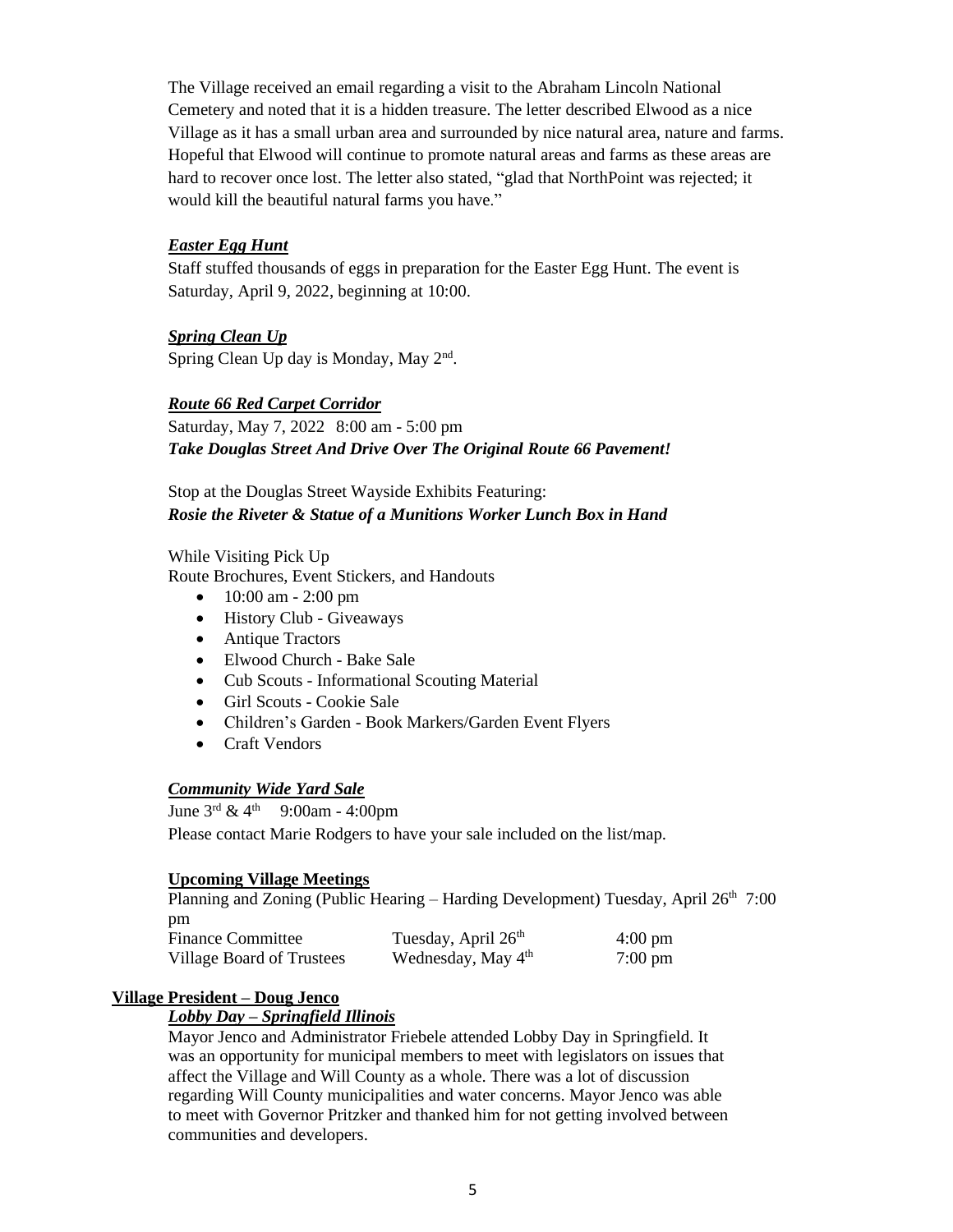The Village received an email regarding a visit to the Abraham Lincoln National Cemetery and noted that it is a hidden treasure. The letter described Elwood as a nice Village as it has a small urban area and surrounded by nice natural area, nature and farms. Hopeful that Elwood will continue to promote natural areas and farms as these areas are hard to recover once lost. The letter also stated, "glad that NorthPoint was rejected; it would kill the beautiful natural farms you have."

***Easter Egg Hunt***

Staff stuffed thousands of eggs in preparation for the Easter Egg Hunt. The event is Saturday, April 9, 2022, beginning at 10:00.

***Spring Clean Up***

Spring Clean Up day is Monday, May 2nd.

***Route 66 Red Carpet Corridor***

Saturday, May 7, 2022 8:00 am - 5:00 pm
***Take Douglas Street And Drive Over The Original Route 66 Pavement!***

Stop at the Douglas Street Wayside Exhibits Featuring:
***Rosie the Riveter & Statue of a Munitions Worker Lunch Box in Hand***

While Visiting Pick Up
Route Brochures, Event Stickers, and Handouts

- 10:00 am - 2:00 pm
- History Club - Giveaways
- Antique Tractors
- Elwood Church - Bake Sale
- Cub Scouts - Informational Scouting Material
- Girl Scouts - Cookie Sale
- Children's Garden - Book Markers/Garden Event Flyers
- Craft Vendors

***Community Wide Yard Sale***

June 3rd & 4th 9:00am - 4:00pm
Please contact Marie Rodgers to have your sale included on the list/map.

**Upcoming Village Meetings**

Planning and Zoning (Public Hearing – Harding Development) Tuesday, April 26th 7:00 pm

| Finance Committee | Tuesday, April 26th | 4:00 pm |
|---|---|---|
| Village Board of Trustees | Wednesday, May 4th | 7:00 pm |

**Village President – Doug Jenco**

***Lobby Day – Springfield Illinois***

Mayor Jenco and Administrator Friebele attended Lobby Day in Springfield. It was an opportunity for municipal members to meet with legislators on issues that affect the Village and Will County as a whole. There was a lot of discussion regarding Will County municipalities and water concerns. Mayor Jenco was able to meet with Governor Pritzker and thanked him for not getting involved between communities and developers.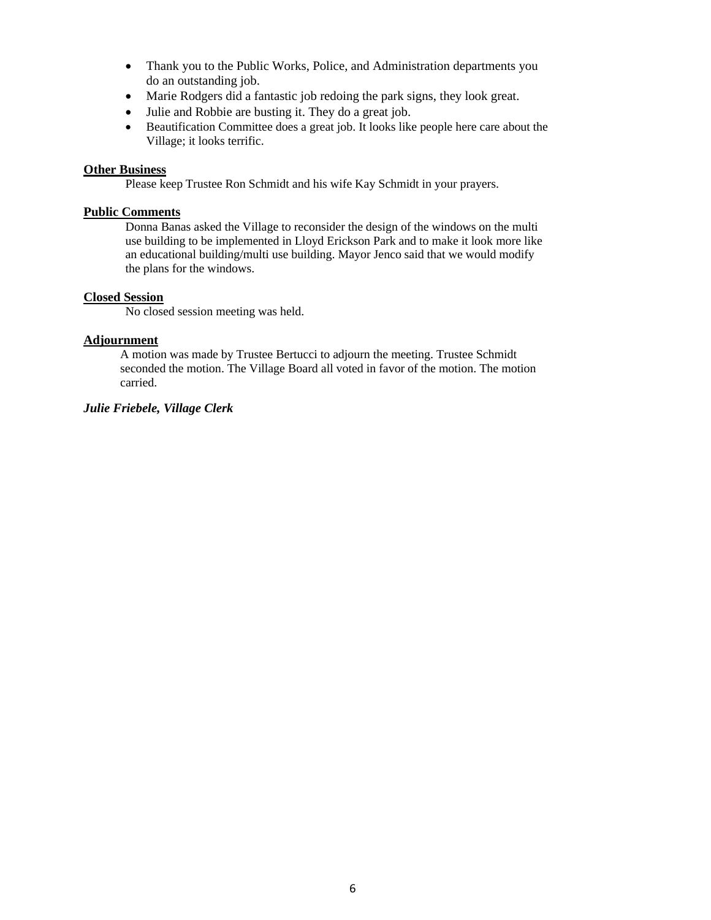- Thank you to the Public Works, Police, and Administration departments you do an outstanding job.
- Marie Rodgers did a fantastic job redoing the park signs, they look great.
- Julie and Robbie are busting it. They do a great job.
- Beautification Committee does a great job. It looks like people here care about the Village; it looks terrific.

**Other Business**

Please keep Trustee Ron Schmidt and his wife Kay Schmidt in your prayers.

**Public Comments**

Donna Banas asked the Village to reconsider the design of the windows on the multi use building to be implemented in Lloyd Erickson Park and to make it look more like an educational building/multi use building. Mayor Jenco said that we would modify the plans for the windows.

**Closed Session**

No closed session meeting was held.

**Adjournment**

A motion was made by Trustee Bertucci to adjourn the meeting. Trustee Schmidt seconded the motion. The Village Board all voted in favor of the motion. The motion carried.

***Julie Friebele, Village Clerk***